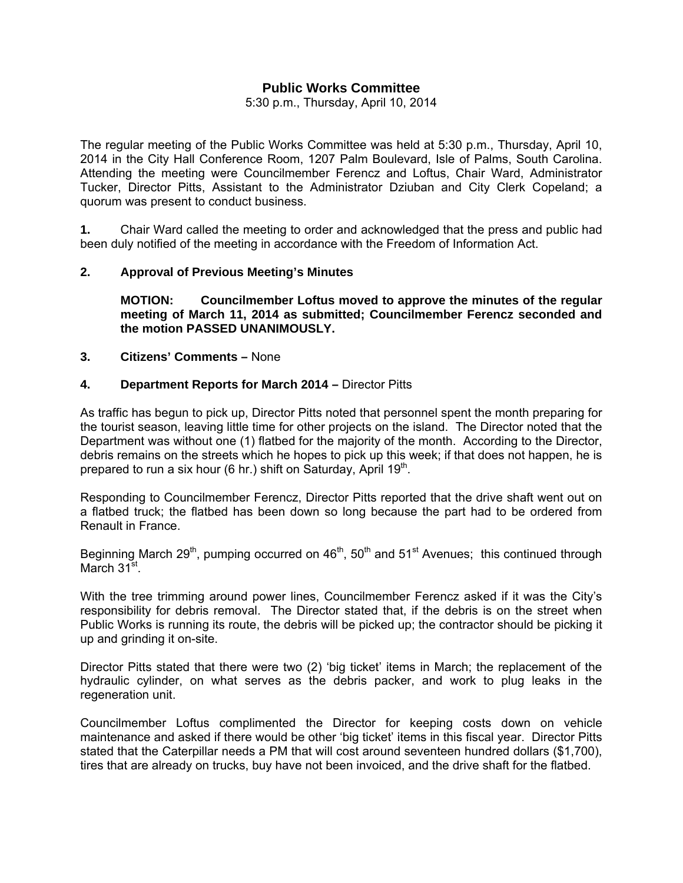# Public Works Committee

5:30 p.m., Thursday, April 10, 2014

The regular meeting of the Public Works Committee was held at 5:30 p.m., Thursday, April 10, 2014 in the City Hall Conference Room, 1207 Palm Boulevard, Isle of Palms, South Carolina. Attending the meeting were Councilmember Ferencz and Loftus, Chair Ward, Administrator Tucker, Director Pitts, Assistant to the Administrator Dziuban and City Clerk Copeland; a quorum was present to conduct business.

**1.** Chair Ward called the meeting to order and acknowledged that the press and public had been duly notified of the meeting in accordance with the Freedom of Information Act.

**2. Approval of Previous Meeting's Minutes**

**MOTION: Councilmember Loftus moved to approve the minutes of the regular meeting of March 11, 2014 as submitted; Councilmember Ferencz seconded and the motion PASSED UNANIMOUSLY.**

**3. Citizens' Comments –** None

**4. Department Reports for March 2014 –** Director Pitts

As traffic has begun to pick up, Director Pitts noted that personnel spent the month preparing for the tourist season, leaving little time for other projects on the island. The Director noted that the Department was without one (1) flatbed for the majority of the month. According to the Director, debris remains on the streets which he hopes to pick up this week; if that does not happen, he is prepared to run a six hour (6 hr.) shift on Saturday, April 19th.

Responding to Councilmember Ferencz, Director Pitts reported that the drive shaft went out on a flatbed truck; the flatbed has been down so long because the part had to be ordered from Renault in France.

Beginning March 29th, pumping occurred on 46th, 50th and 51st Avenues; this continued through March 31st.

With the tree trimming around power lines, Councilmember Ferencz asked if it was the City's responsibility for debris removal. The Director stated that, if the debris is on the street when Public Works is running its route, the debris will be picked up; the contractor should be picking it up and grinding it on-site.

Director Pitts stated that there were two (2) 'big ticket' items in March; the replacement of the hydraulic cylinder, on what serves as the debris packer, and work to plug leaks in the regeneration unit.

Councilmember Loftus complimented the Director for keeping costs down on vehicle maintenance and asked if there would be other 'big ticket' items in this fiscal year. Director Pitts stated that the Caterpillar needs a PM that will cost around seventeen hundred dollars ($1,700), tires that are already on trucks, buy have not been invoiced, and the drive shaft for the flatbed.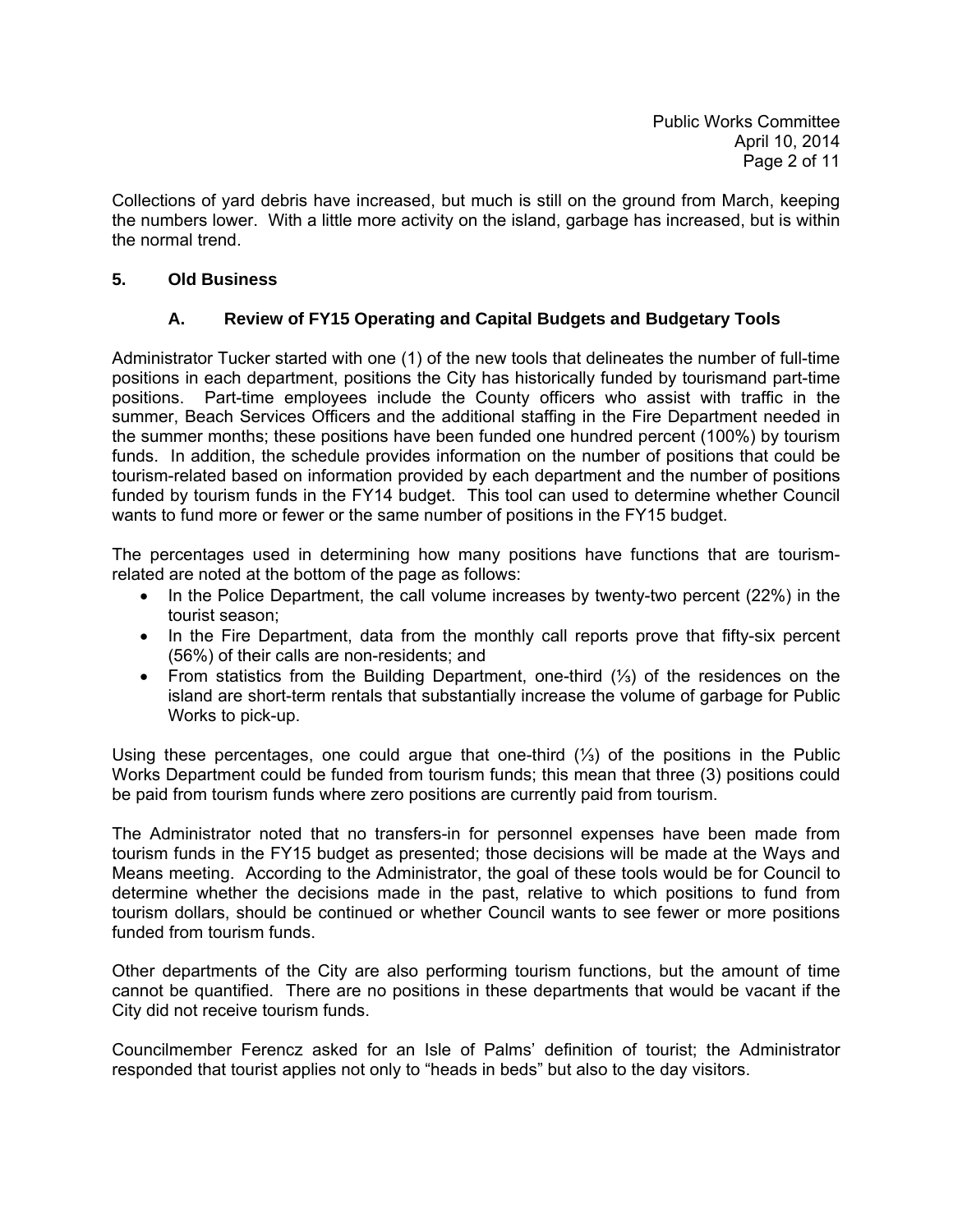Collections of yard debris have increased, but much is still on the ground from March, keeping the numbers lower. With a little more activity on the island, garbage has increased, but is within the normal trend.

## 5. Old Business

### A. Review of FY15 Operating and Capital Budgets and Budgetary Tools

Administrator Tucker started with one (1) of the new tools that delineates the number of full-time positions in each department, positions the City has historically funded by tourismand part-time positions. Part-time employees include the County officers who assist with traffic in the summer, Beach Services Officers and the additional staffing in the Fire Department needed in the summer months; these positions have been funded one hundred percent (100%) by tourism funds. In addition, the schedule provides information on the number of positions that could be tourism-related based on information provided by each department and the number of positions funded by tourism funds in the FY14 budget. This tool can used to determine whether Council wants to fund more or fewer or the same number of positions in the FY15 budget.

The percentages used in determining how many positions have functions that are tourism-related are noted at the bottom of the page as follows:

- In the Police Department, the call volume increases by twenty-two percent (22%) in the tourist season;
- In the Fire Department, data from the monthly call reports prove that fifty-six percent (56%) of their calls are non-residents; and
- From statistics from the Building Department, one-third (⅓) of the residences on the island are short-term rentals that substantially increase the volume of garbage for Public Works to pick-up.

Using these percentages, one could argue that one-third (⅓) of the positions in the Public Works Department could be funded from tourism funds; this mean that three (3) positions could be paid from tourism funds where zero positions are currently paid from tourism.

The Administrator noted that no transfers-in for personnel expenses have been made from tourism funds in the FY15 budget as presented; those decisions will be made at the Ways and Means meeting. According to the Administrator, the goal of these tools would be for Council to determine whether the decisions made in the past, relative to which positions to fund from tourism dollars, should be continued or whether Council wants to see fewer or more positions funded from tourism funds.

Other departments of the City are also performing tourism functions, but the amount of time cannot be quantified. There are no positions in these departments that would be vacant if the City did not receive tourism funds.

Councilmember Ferencz asked for an Isle of Palms' definition of tourist; the Administrator responded that tourist applies not only to "heads in beds" but also to the day visitors.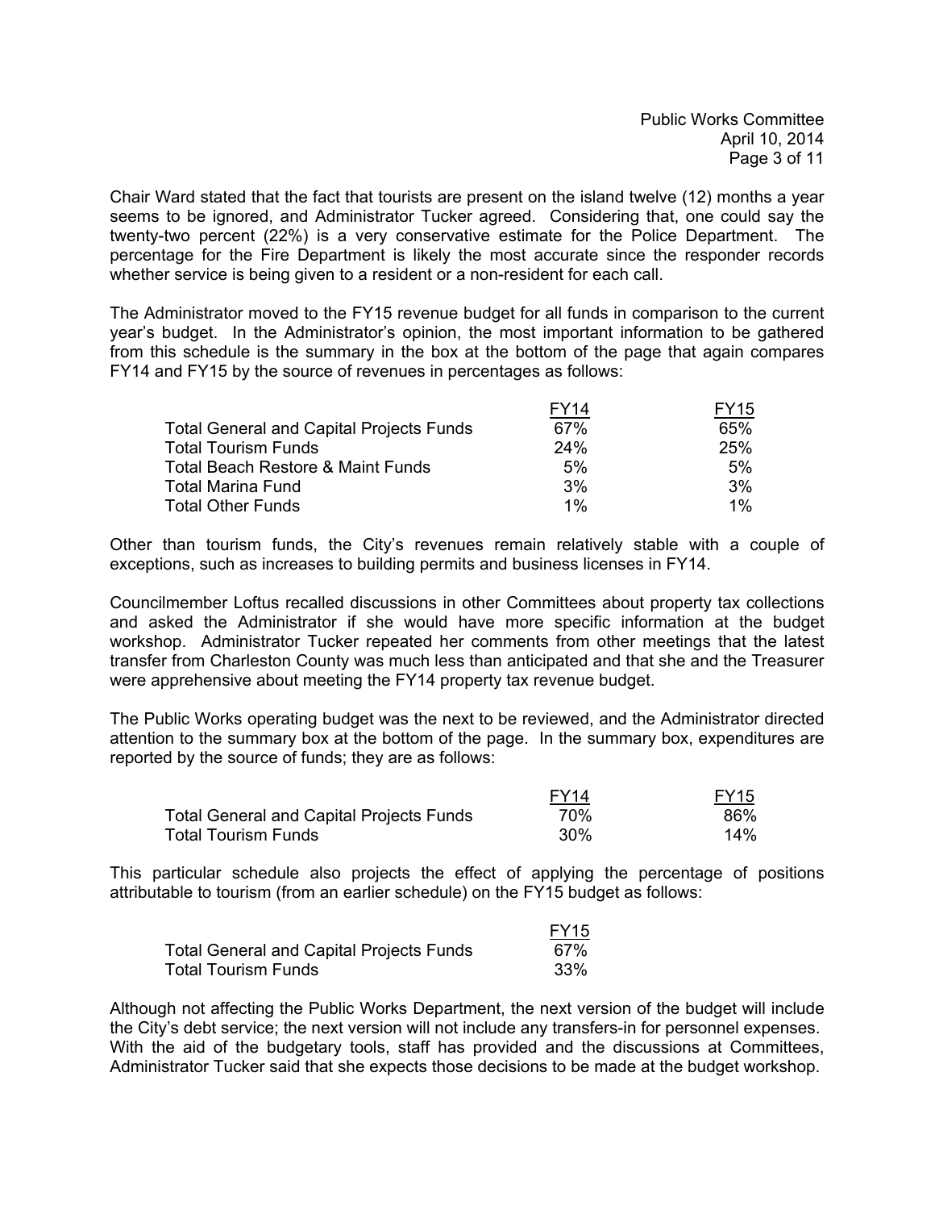Chair Ward stated that the fact that tourists are present on the island twelve (12) months a year seems to be ignored, and Administrator Tucker agreed. Considering that, one could say the twenty-two percent (22%) is a very conservative estimate for the Police Department. The percentage for the Fire Department is likely the most accurate since the responder records whether service is being given to a resident or a non-resident for each call.

The Administrator moved to the FY15 revenue budget for all funds in comparison to the current year's budget. In the Administrator's opinion, the most important information to be gathered from this schedule is the summary in the box at the bottom of the page that again compares FY14 and FY15 by the source of revenues in percentages as follows:

| | FY14 | FY15 |
|---|---|---|
| Total General and Capital Projects Funds | 67% | 65% |
| Total Tourism Funds | 24% | 25% |
| Total Beach Restore & Maint Funds | 5% | 5% |
| Total Marina Fund | 3% | 3% |
| Total Other Funds | 1% | 1% |

Other than tourism funds, the City's revenues remain relatively stable with a couple of exceptions, such as increases to building permits and business licenses in FY14.

Councilmember Loftus recalled discussions in other Committees about property tax collections and asked the Administrator if she would have more specific information at the budget workshop. Administrator Tucker repeated her comments from other meetings that the latest transfer from Charleston County was much less than anticipated and that she and the Treasurer were apprehensive about meeting the FY14 property tax revenue budget.

The Public Works operating budget was the next to be reviewed, and the Administrator directed attention to the summary box at the bottom of the page. In the summary box, expenditures are reported by the source of funds; they are as follows:

| | FY14 | FY15 |
|---|---|---|
| Total General and Capital Projects Funds | 70% | 86% |
| Total Tourism Funds | 30% | 14% |

This particular schedule also projects the effect of applying the percentage of positions attributable to tourism (from an earlier schedule) on the FY15 budget as follows:

| | FY15 |
|---|---|
| Total General and Capital Projects Funds | 67% |
| Total Tourism Funds | 33% |

Although not affecting the Public Works Department, the next version of the budget will include the City's debt service; the next version will not include any transfers-in for personnel expenses. With the aid of the budgetary tools, staff has provided and the discussions at Committees, Administrator Tucker said that she expects those decisions to be made at the budget workshop.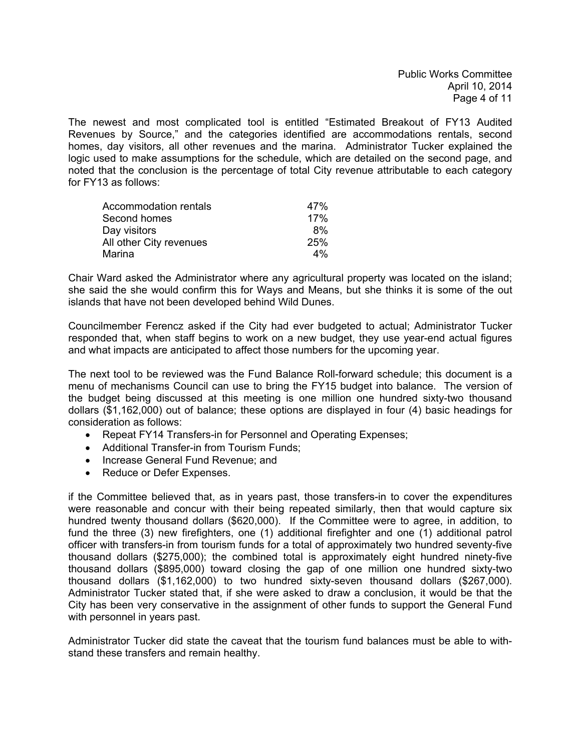The newest and most complicated tool is entitled "Estimated Breakout of FY13 Audited Revenues by Source," and the categories identified are accommodations rentals, second homes, day visitors, all other revenues and the marina. Administrator Tucker explained the logic used to make assumptions for the schedule, which are detailed on the second page, and noted that the conclusion is the percentage of total City revenue attributable to each category for FY13 as follows:

| | |
|---|---|
| Accommodation rentals | 47% |
| Second homes | 17% |
| Day visitors | 8% |
| All other City revenues | 25% |
| Marina | 4% |

Chair Ward asked the Administrator where any agricultural property was located on the island; she said the she would confirm this for Ways and Means, but she thinks it is some of the out islands that have not been developed behind Wild Dunes.

Councilmember Ferencz asked if the City had ever budgeted to actual; Administrator Tucker responded that, when staff begins to work on a new budget, they use year-end actual figures and what impacts are anticipated to affect those numbers for the upcoming year.

The next tool to be reviewed was the Fund Balance Roll-forward schedule; this document is a menu of mechanisms Council can use to bring the FY15 budget into balance. The version of the budget being discussed at this meeting is one million one hundred sixty-two thousand dollars ($1,162,000) out of balance; these options are displayed in four (4) basic headings for consideration as follows:

- Repeat FY14 Transfers-in for Personnel and Operating Expenses;
- Additional Transfer-in from Tourism Funds;
- Increase General Fund Revenue; and
- Reduce or Defer Expenses.

if the Committee believed that, as in years past, those transfers-in to cover the expenditures were reasonable and concur with their being repeated similarly, then that would capture six hundred twenty thousand dollars ($620,000). If the Committee were to agree, in addition, to fund the three (3) new firefighters, one (1) additional firefighter and one (1) additional patrol officer with transfers-in from tourism funds for a total of approximately two hundred seventy-five thousand dollars ($275,000); the combined total is approximately eight hundred ninety-five thousand dollars ($895,000) toward closing the gap of one million one hundred sixty-two thousand dollars ($1,162,000) to two hundred sixty-seven thousand dollars ($267,000). Administrator Tucker stated that, if she were asked to draw a conclusion, it would be that the City has been very conservative in the assignment of other funds to support the General Fund with personnel in years past.

Administrator Tucker did state the caveat that the tourism fund balances must be able to withstand these transfers and remain healthy.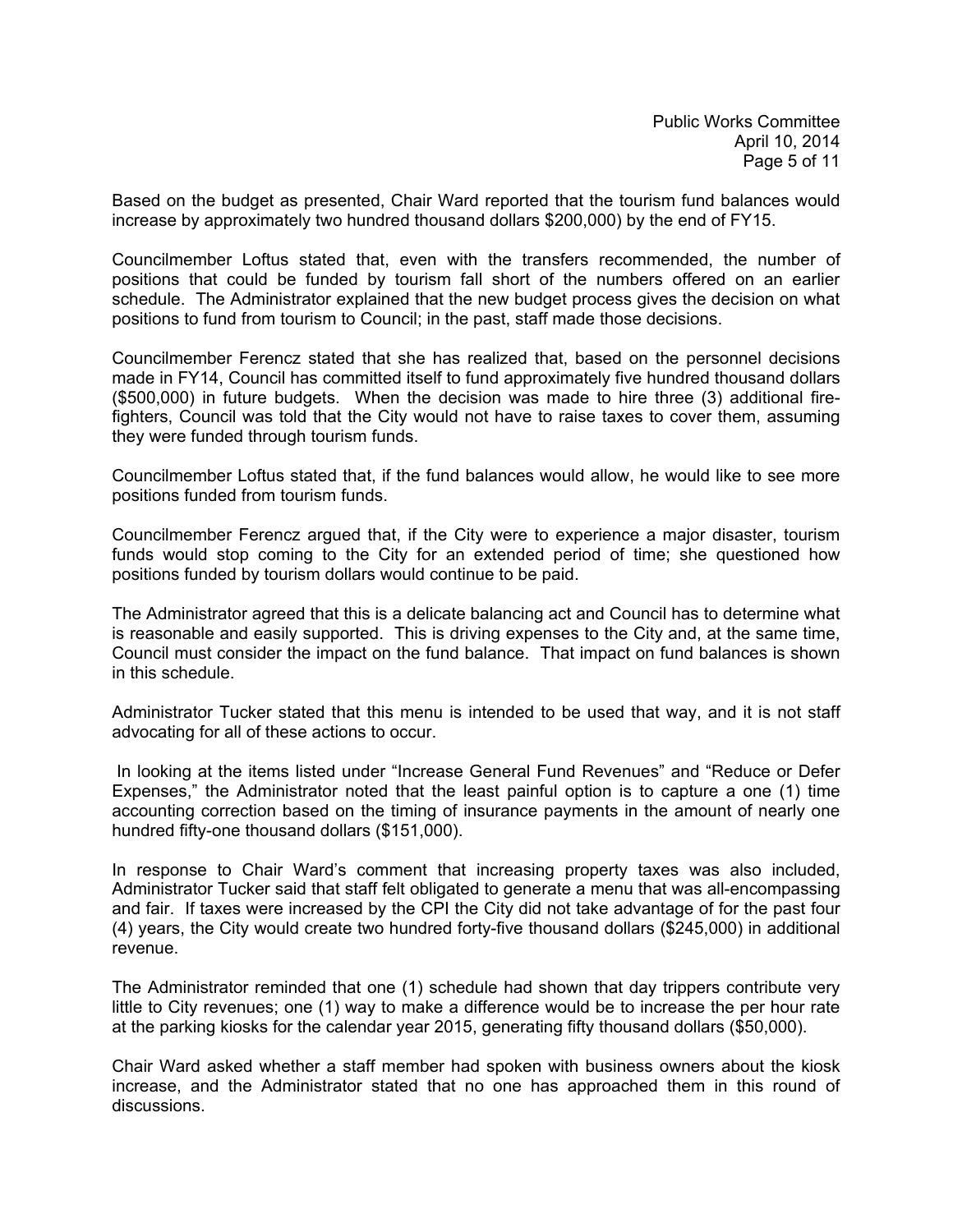Based on the budget as presented, Chair Ward reported that the tourism fund balances would increase by approximately two hundred thousand dollars $200,000) by the end of FY15.

Councilmember Loftus stated that, even with the transfers recommended, the number of positions that could be funded by tourism fall short of the numbers offered on an earlier schedule. The Administrator explained that the new budget process gives the decision on what positions to fund from tourism to Council; in the past, staff made those decisions.

Councilmember Ferencz stated that she has realized that, based on the personnel decisions made in FY14, Council has committed itself to fund approximately five hundred thousand dollars ($500,000) in future budgets. When the decision was made to hire three (3) additional fire-fighters, Council was told that the City would not have to raise taxes to cover them, assuming they were funded through tourism funds.

Councilmember Loftus stated that, if the fund balances would allow, he would like to see more positions funded from tourism funds.

Councilmember Ferencz argued that, if the City were to experience a major disaster, tourism funds would stop coming to the City for an extended period of time; she questioned how positions funded by tourism dollars would continue to be paid.

The Administrator agreed that this is a delicate balancing act and Council has to determine what is reasonable and easily supported. This is driving expenses to the City and, at the same time, Council must consider the impact on the fund balance. That impact on fund balances is shown in this schedule.

Administrator Tucker stated that this menu is intended to be used that way, and it is not staff advocating for all of these actions to occur.

In looking at the items listed under "Increase General Fund Revenues" and "Reduce or Defer Expenses," the Administrator noted that the least painful option is to capture a one (1) time accounting correction based on the timing of insurance payments in the amount of nearly one hundred fifty-one thousand dollars ($151,000).

In response to Chair Ward's comment that increasing property taxes was also included, Administrator Tucker said that staff felt obligated to generate a menu that was all-encompassing and fair. If taxes were increased by the CPI the City did not take advantage of for the past four (4) years, the City would create two hundred forty-five thousand dollars ($245,000) in additional revenue.

The Administrator reminded that one (1) schedule had shown that day trippers contribute very little to City revenues; one (1) way to make a difference would be to increase the per hour rate at the parking kiosks for the calendar year 2015, generating fifty thousand dollars ($50,000).

Chair Ward asked whether a staff member had spoken with business owners about the kiosk increase, and the Administrator stated that no one has approached them in this round of discussions.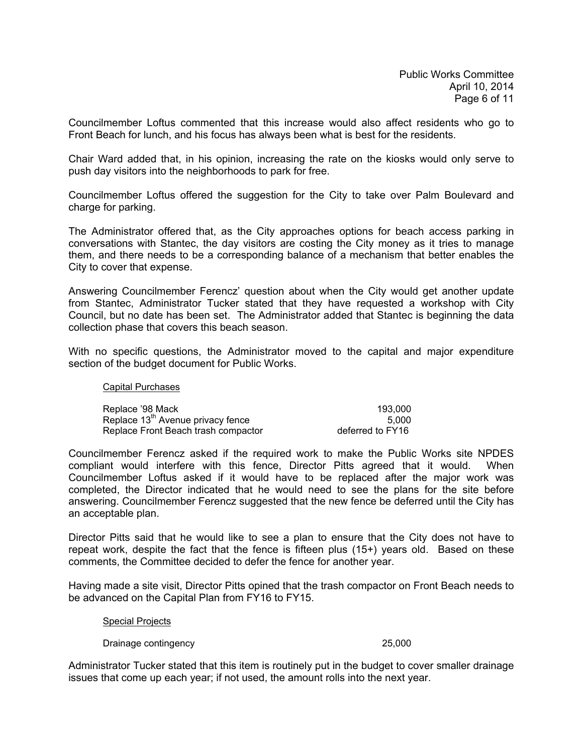Councilmember Loftus commented that this increase would also affect residents who go to Front Beach for lunch, and his focus has always been what is best for the residents.

Chair Ward added that, in his opinion, increasing the rate on the kiosks would only serve to push day visitors into the neighborhoods to park for free.

Councilmember Loftus offered the suggestion for the City to take over Palm Boulevard and charge for parking.

The Administrator offered that, as the City approaches options for beach access parking in conversations with Stantec, the day visitors are costing the City money as it tries to manage them, and there needs to be a corresponding balance of a mechanism that better enables the City to cover that expense.

Answering Councilmember Ferencz' question about when the City would get another update from Stantec, Administrator Tucker stated that they have requested a workshop with City Council, but no date has been set. The Administrator added that Stantec is beginning the data collection phase that covers this beach season.

With no specific questions, the Administrator moved to the capital and major expenditure section of the budget document for Public Works.

Capital Purchases

| | |
|---|---|
| Replace '98 Mack | 193,000 |
| Replace 13th Avenue privacy fence | 5,000 |
| Replace Front Beach trash compactor | deferred to FY16 |

Councilmember Ferencz asked if the required work to make the Public Works site NPDES compliant would interfere with this fence, Director Pitts agreed that it would. When Councilmember Loftus asked if it would have to be replaced after the major work was completed, the Director indicated that he would need to see the plans for the site before answering. Councilmember Ferencz suggested that the new fence be deferred until the City has an acceptable plan.

Director Pitts said that he would like to see a plan to ensure that the City does not have to repeat work, despite the fact that the fence is fifteen plus (15+) years old. Based on these comments, the Committee decided to defer the fence for another year.

Having made a site visit, Director Pitts opined that the trash compactor on Front Beach needs to be advanced on the Capital Plan from FY16 to FY15.

Special Projects

| | |
|---|---|
| Drainage contingency | 25,000 |

Administrator Tucker stated that this item is routinely put in the budget to cover smaller drainage issues that come up each year; if not used, the amount rolls into the next year.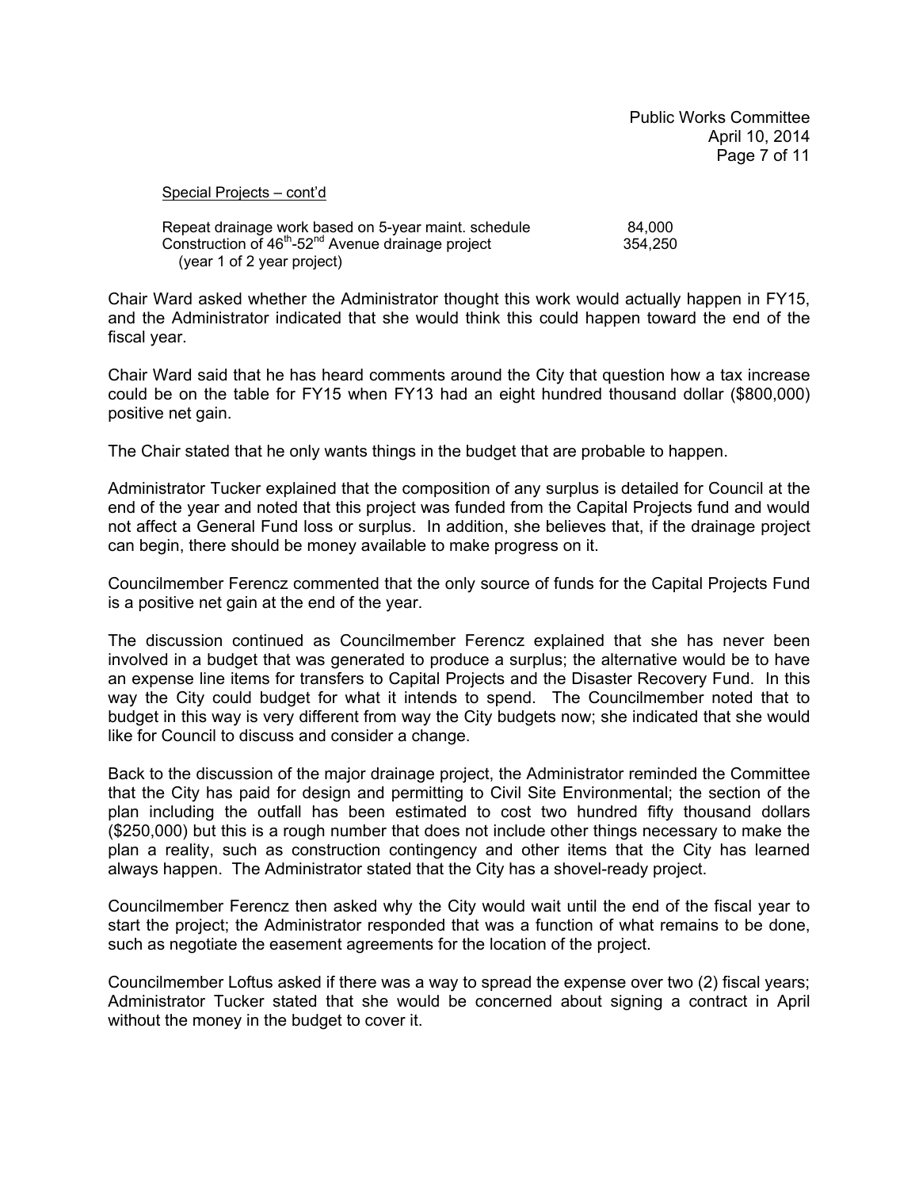Special Projects – cont'd

| | |
|---|---|
| Repeat drainage work based on 5-year maint. schedule | 84,000 |
| Construction of 46th-52nd Avenue drainage project (year 1 of 2 year project) | 354,250 |

Chair Ward asked whether the Administrator thought this work would actually happen in FY15, and the Administrator indicated that she would think this could happen toward the end of the fiscal year.

Chair Ward said that he has heard comments around the City that question how a tax increase could be on the table for FY15 when FY13 had an eight hundred thousand dollar ($800,000) positive net gain.

The Chair stated that he only wants things in the budget that are probable to happen.

Administrator Tucker explained that the composition of any surplus is detailed for Council at the end of the year and noted that this project was funded from the Capital Projects fund and would not affect a General Fund loss or surplus. In addition, she believes that, if the drainage project can begin, there should be money available to make progress on it.

Councilmember Ferencz commented that the only source of funds for the Capital Projects Fund is a positive net gain at the end of the year.

The discussion continued as Councilmember Ferencz explained that she has never been involved in a budget that was generated to produce a surplus; the alternative would be to have an expense line items for transfers to Capital Projects and the Disaster Recovery Fund. In this way the City could budget for what it intends to spend. The Councilmember noted that to budget in this way is very different from way the City budgets now; she indicated that she would like for Council to discuss and consider a change.

Back to the discussion of the major drainage project, the Administrator reminded the Committee that the City has paid for design and permitting to Civil Site Environmental; the section of the plan including the outfall has been estimated to cost two hundred fifty thousand dollars ($250,000) but this is a rough number that does not include other things necessary to make the plan a reality, such as construction contingency and other items that the City has learned always happen. The Administrator stated that the City has a shovel-ready project.

Councilmember Ferencz then asked why the City would wait until the end of the fiscal year to start the project; the Administrator responded that was a function of what remains to be done, such as negotiate the easement agreements for the location of the project.

Councilmember Loftus asked if there was a way to spread the expense over two (2) fiscal years; Administrator Tucker stated that she would be concerned about signing a contract in April without the money in the budget to cover it.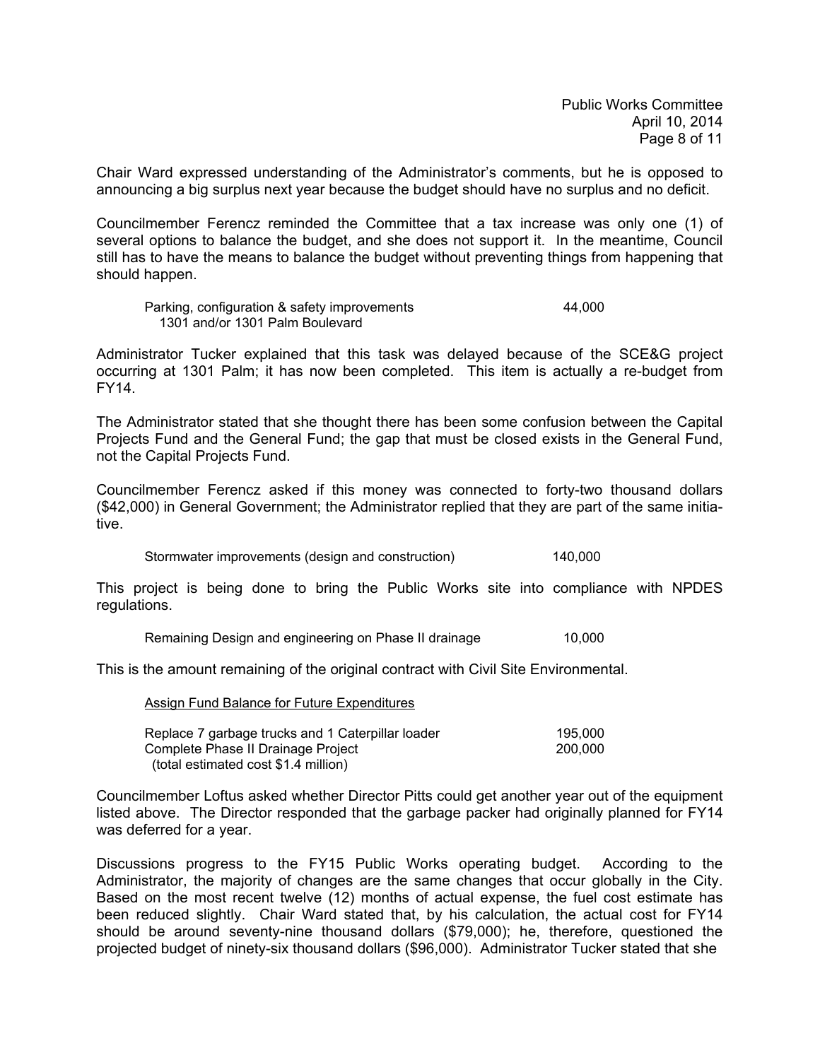Chair Ward expressed understanding of the Administrator's comments, but he is opposed to announcing a big surplus next year because the budget should have no surplus and no deficit.

Councilmember Ferencz reminded the Committee that a tax increase was only one (1) of several options to balance the budget, and she does not support it. In the meantime, Council still has to have the means to balance the budget without preventing things from happening that should happen.

| | |
|---|---|
| Parking, configuration & safety improvements 1301 and/or 1301 Palm Boulevard | 44,000 |

Administrator Tucker explained that this task was delayed because of the SCE&G project occurring at 1301 Palm; it has now been completed. This item is actually a re-budget from FY14.

The Administrator stated that she thought there has been some confusion between the Capital Projects Fund and the General Fund; the gap that must be closed exists in the General Fund, not the Capital Projects Fund.

Councilmember Ferencz asked if this money was connected to forty-two thousand dollars ($42,000) in General Government; the Administrator replied that they are part of the same initiative.

| | |
|---|---|
| Stormwater improvements (design and construction) | 140,000 |

This project is being done to bring the Public Works site into compliance with NPDES regulations.

| | |
|---|---|
| Remaining Design and engineering on Phase II drainage | 10,000 |

This is the amount remaining of the original contract with Civil Site Environmental.

<u>Assign Fund Balance for Future Expenditures</u>

| | |
|---|---|
| Replace 7 garbage trucks and 1 Caterpillar loader | 195,000 |
| Complete Phase II Drainage Project (total estimated cost $1.4 million) | 200,000 |

Councilmember Loftus asked whether Director Pitts could get another year out of the equipment listed above. The Director responded that the garbage packer had originally planned for FY14 was deferred for a year.

Discussions progress to the FY15 Public Works operating budget. According to the Administrator, the majority of changes are the same changes that occur globally in the City. Based on the most recent twelve (12) months of actual expense, the fuel cost estimate has been reduced slightly. Chair Ward stated that, by his calculation, the actual cost for FY14 should be around seventy-nine thousand dollars ($79,000); he, therefore, questioned the projected budget of ninety-six thousand dollars ($96,000). Administrator Tucker stated that she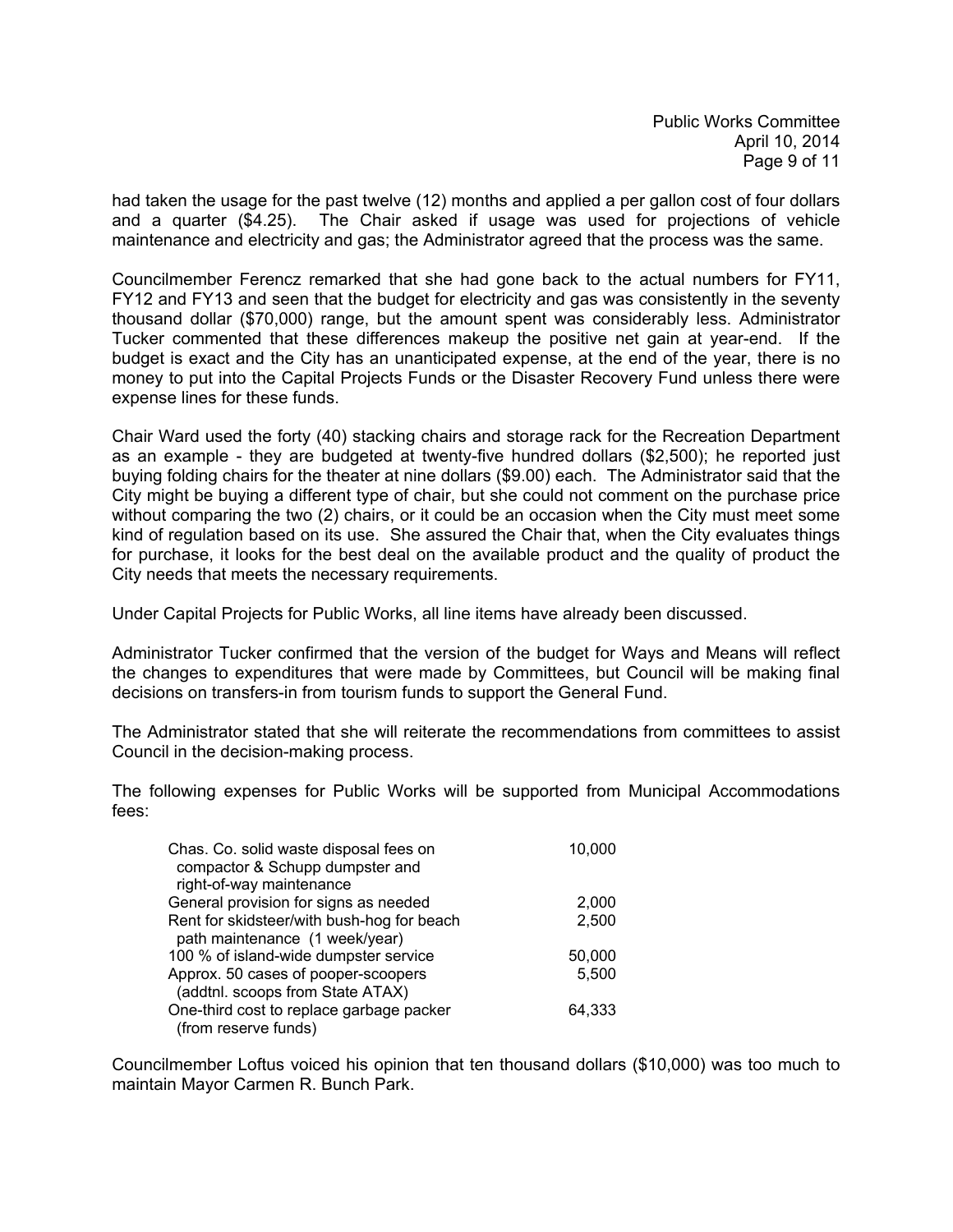had taken the usage for the past twelve (12) months and applied a per gallon cost of four dollars and a quarter ($4.25). The Chair asked if usage was used for projections of vehicle maintenance and electricity and gas; the Administrator agreed that the process was the same.

Councilmember Ferencz remarked that she had gone back to the actual numbers for FY11, FY12 and FY13 and seen that the budget for electricity and gas was consistently in the seventy thousand dollar ($70,000) range, but the amount spent was considerably less. Administrator Tucker commented that these differences makeup the positive net gain at year-end. If the budget is exact and the City has an unanticipated expense, at the end of the year, there is no money to put into the Capital Projects Funds or the Disaster Recovery Fund unless there were expense lines for these funds.

Chair Ward used the forty (40) stacking chairs and storage rack for the Recreation Department as an example - they are budgeted at twenty-five hundred dollars ($2,500); he reported just buying folding chairs for the theater at nine dollars ($9.00) each. The Administrator said that the City might be buying a different type of chair, but she could not comment on the purchase price without comparing the two (2) chairs, or it could be an occasion when the City must meet some kind of regulation based on its use. She assured the Chair that, when the City evaluates things for purchase, it looks for the best deal on the available product and the quality of product the City needs that meets the necessary requirements.

Under Capital Projects for Public Works, all line items have already been discussed.

Administrator Tucker confirmed that the version of the budget for Ways and Means will reflect the changes to expenditures that were made by Committees, but Council will be making final decisions on transfers-in from tourism funds to support the General Fund.

The Administrator stated that she will reiterate the recommendations from committees to assist Council in the decision-making process.

The following expenses for Public Works will be supported from Municipal Accommodations fees:

| | |
|---|---|
| Chas. Co. solid waste disposal fees on compactor & Schupp dumpster and right-of-way maintenance | 10,000 |
| General provision for signs as needed | 2,000 |
| Rent for skidsteer/with bush-hog for beach path maintenance (1 week/year) | 2,500 |
| 100 % of island-wide dumpster service | 50,000 |
| Approx. 50 cases of pooper-scoopers (addtnl. scoops from State ATAX) | 5,500 |
| One-third cost to replace garbage packer (from reserve funds) | 64,333 |

Councilmember Loftus voiced his opinion that ten thousand dollars ($10,000) was too much to maintain Mayor Carmen R. Bunch Park.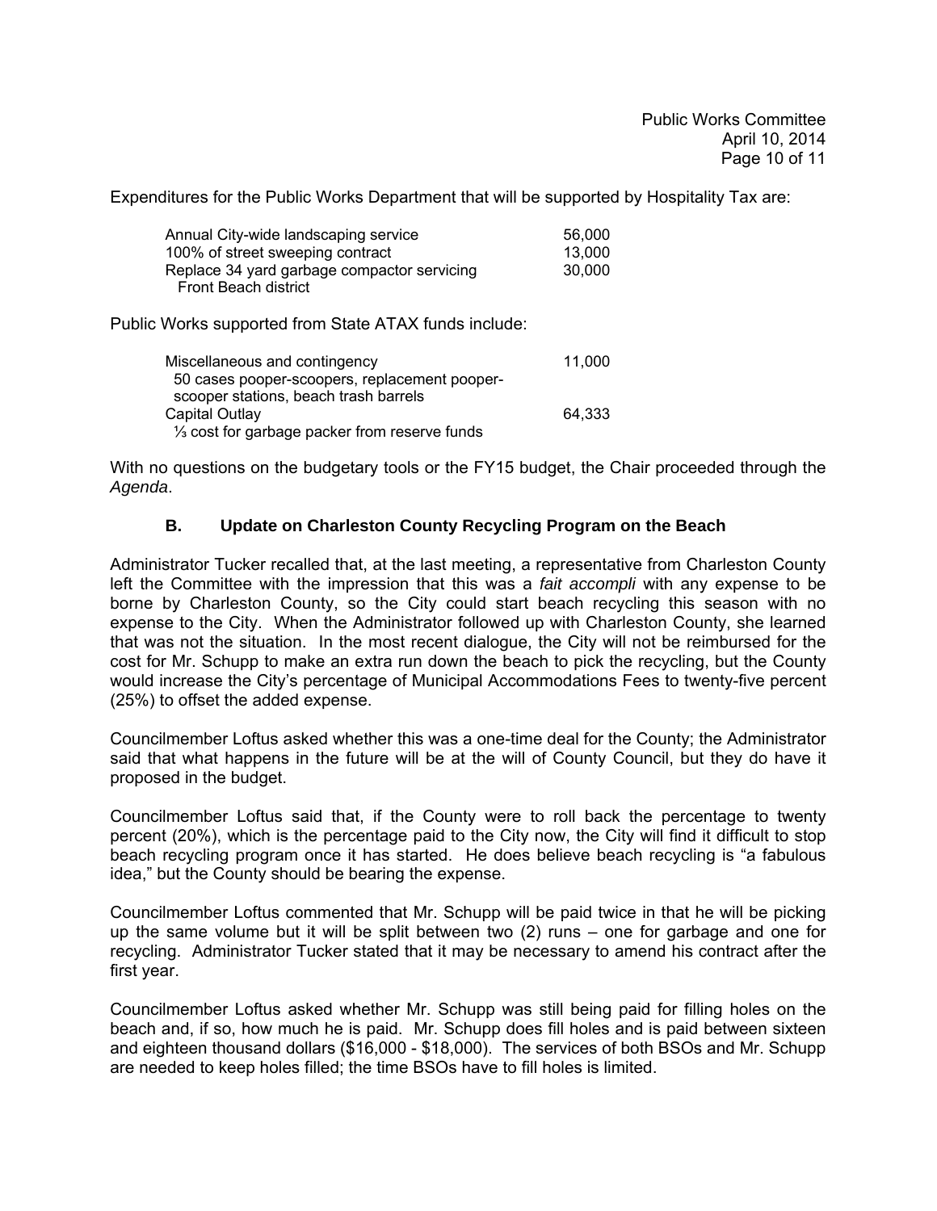Expenditures for the Public Works Department that will be supported by Hospitality Tax are:

| | |
|---|---|
| Annual City-wide landscaping service | 56,000 |
| 100% of street sweeping contract | 13,000 |
| Replace 34 yard garbage compactor servicing Front Beach district | 30,000 |

Public Works supported from State ATAX funds include:

| | |
|---|---|
| Miscellaneous and contingency<br>50 cases pooper-scoopers, replacement pooper-scooper stations, beach trash barrels | 11,000 |
| Capital Outlay<br>⅓ cost for garbage packer from reserve funds | 64,333 |

With no questions on the budgetary tools or the FY15 budget, the Chair proceeded through the *Agenda*.

### B. Update on Charleston County Recycling Program on the Beach

Administrator Tucker recalled that, at the last meeting, a representative from Charleston County left the Committee with the impression that this was a *fait accompli* with any expense to be borne by Charleston County, so the City could start beach recycling this season with no expense to the City. When the Administrator followed up with Charleston County, she learned that was not the situation. In the most recent dialogue, the City will not be reimbursed for the cost for Mr. Schupp to make an extra run down the beach to pick the recycling, but the County would increase the City's percentage of Municipal Accommodations Fees to twenty-five percent (25%) to offset the added expense.

Councilmember Loftus asked whether this was a one-time deal for the County; the Administrator said that what happens in the future will be at the will of County Council, but they do have it proposed in the budget.

Councilmember Loftus said that, if the County were to roll back the percentage to twenty percent (20%), which is the percentage paid to the City now, the City will find it difficult to stop beach recycling program once it has started. He does believe beach recycling is "a fabulous idea," but the County should be bearing the expense.

Councilmember Loftus commented that Mr. Schupp will be paid twice in that he will be picking up the same volume but it will be split between two (2) runs – one for garbage and one for recycling. Administrator Tucker stated that it may be necessary to amend his contract after the first year.

Councilmember Loftus asked whether Mr. Schupp was still being paid for filling holes on the beach and, if so, how much he is paid. Mr. Schupp does fill holes and is paid between sixteen and eighteen thousand dollars ($16,000 - $18,000). The services of both BSOs and Mr. Schupp are needed to keep holes filled; the time BSOs have to fill holes is limited.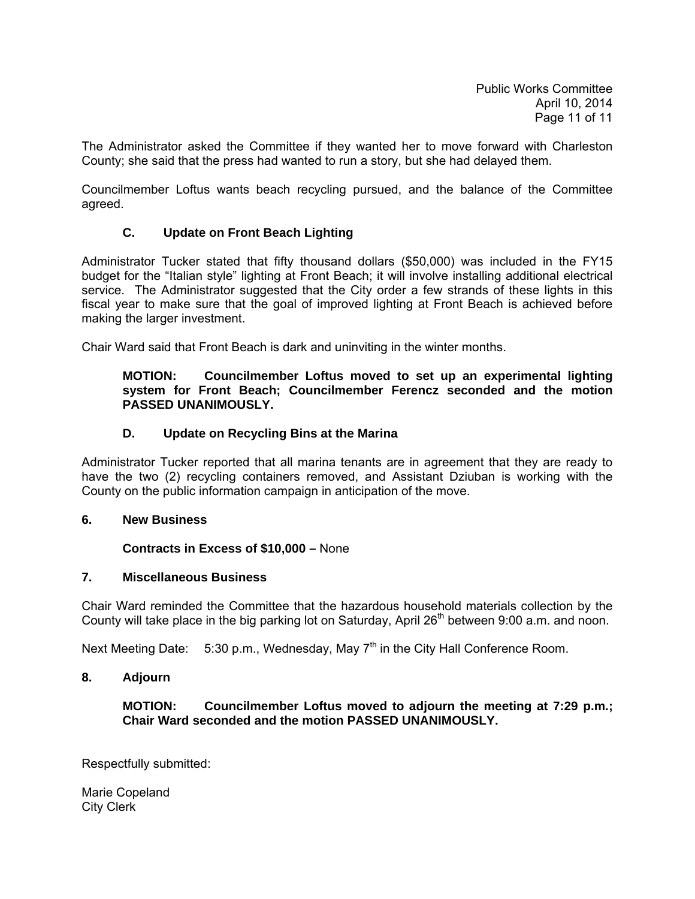The Administrator asked the Committee if they wanted her to move forward with Charleston County; she said that the press had wanted to run a story, but she had delayed them.

Councilmember Loftus wants beach recycling pursued, and the balance of the Committee agreed.

### C. Update on Front Beach Lighting

Administrator Tucker stated that fifty thousand dollars ($50,000) was included in the FY15 budget for the "Italian style" lighting at Front Beach; it will involve installing additional electrical service. The Administrator suggested that the City order a few strands of these lights in this fiscal year to make sure that the goal of improved lighting at Front Beach is achieved before making the larger investment.

Chair Ward said that Front Beach is dark and uninviting in the winter months.

> **MOTION: Councilmember Loftus moved to set up an experimental lighting system for Front Beach; Councilmember Ferencz seconded and the motion PASSED UNANIMOUSLY.**

### D. Update on Recycling Bins at the Marina

Administrator Tucker reported that all marina tenants are in agreement that they are ready to have the two (2) recycling containers removed, and Assistant Dziuban is working with the County on the public information campaign in anticipation of the move.

## 6. New Business

**Contracts in Excess of $10,000 –** None

## 7. Miscellaneous Business

Chair Ward reminded the Committee that the hazardous household materials collection by the County will take place in the big parking lot on Saturday, April 26th between 9:00 a.m. and noon.

Next Meeting Date: 5:30 p.m., Wednesday, May 7th in the City Hall Conference Room.

## 8. Adjourn

> **MOTION: Councilmember Loftus moved to adjourn the meeting at 7:29 p.m.; Chair Ward seconded and the motion PASSED UNANIMOUSLY.**

Respectfully submitted:

Marie Copeland
City Clerk